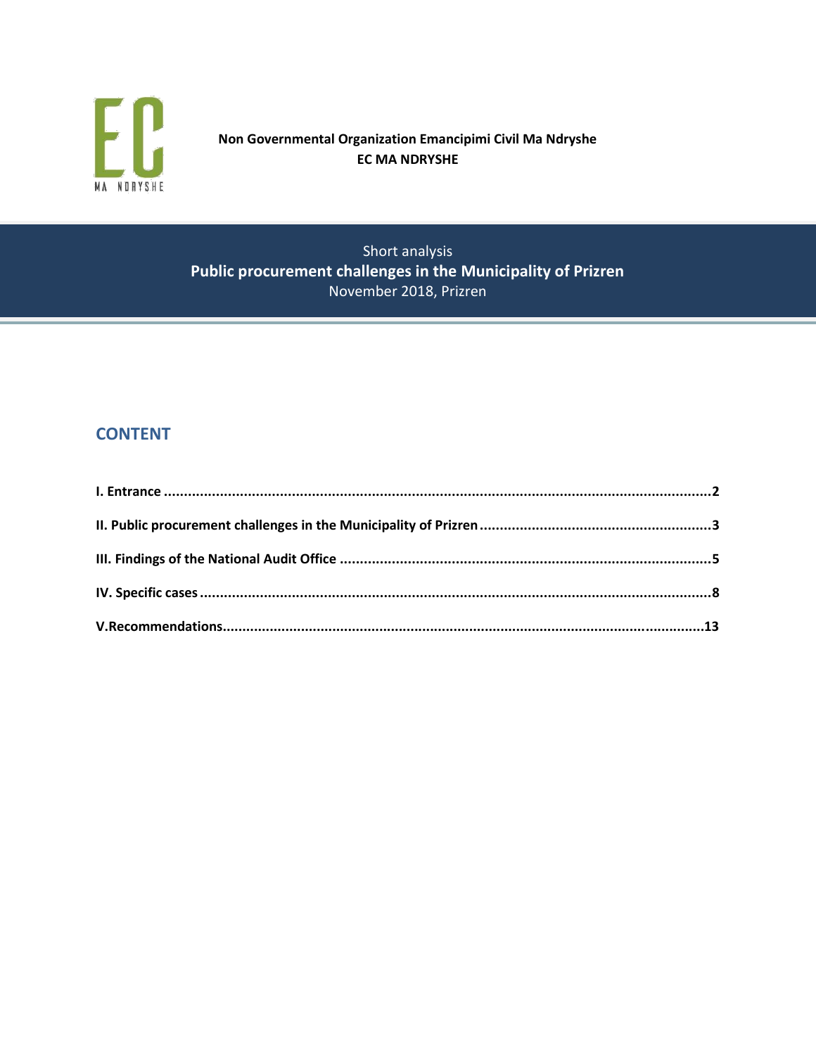**Non Governmental Organization Emancipimi Civil Ma Ndryshe**
**EC MA NDRYSHE**

Short analysis

**Public procurement challenges in the Municipality of Prizren**

November 2018, Prizren

## CONTENT

**I. Entrance ........................................................................................................................2**

**II. Public procurement challenges in the Municipality of Prizren.........................................................3**

**III. Findings of the National Audit Office ............................................................................................5**

**IV. Specific cases ...............................................................................................................................8**

**V.Recommendations........................................................................................................................13**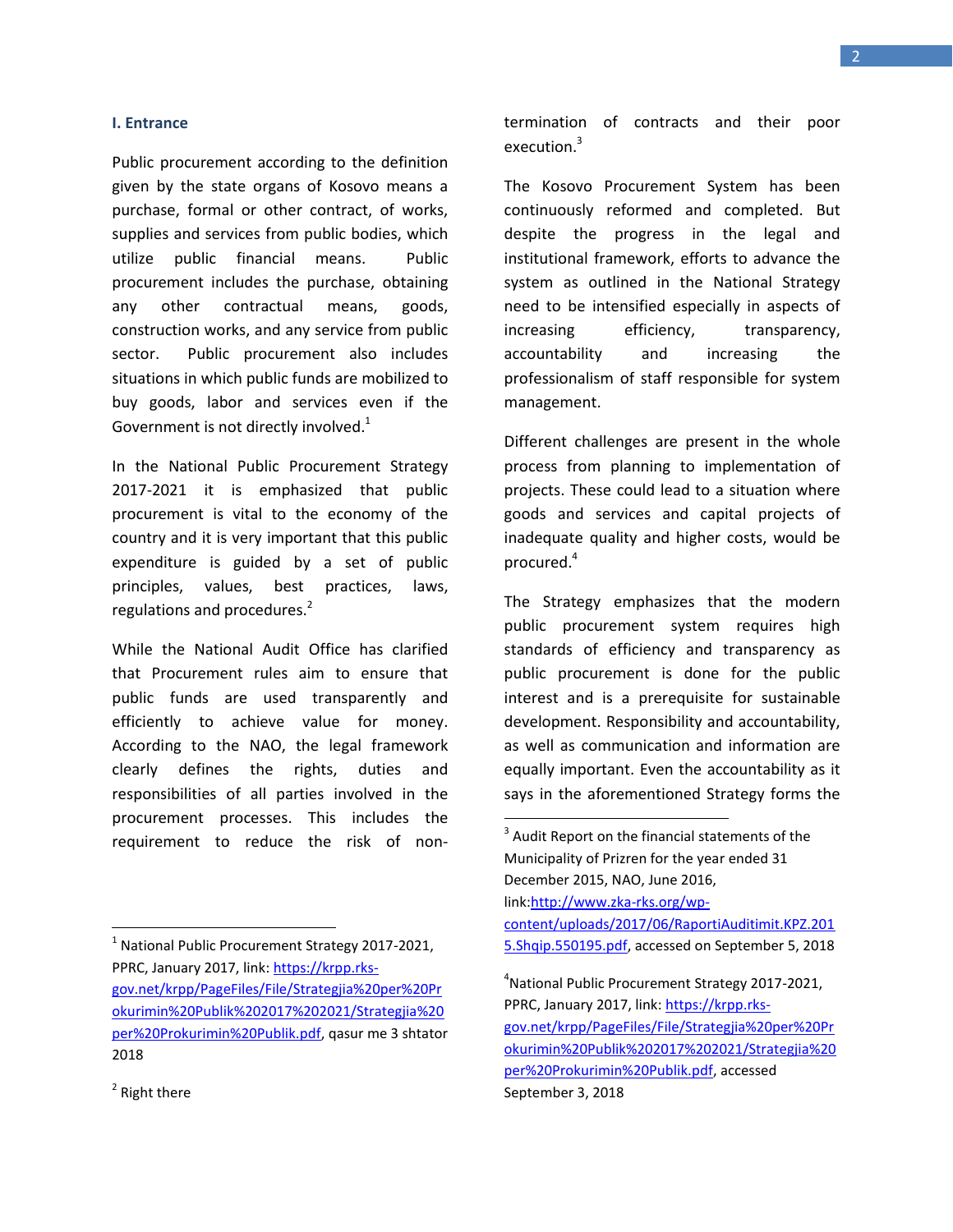## I. Entrance

Public procurement according to the definition given by the state organs of Kosovo means a purchase, formal or other contract, of works, supplies and services from public bodies, which utilize public financial means. Public procurement includes the purchase, obtaining any other contractual means, goods, construction works, and any service from public sector. Public procurement also includes situations in which public funds are mobilized to buy goods, labor and services even if the Government is not directly involved.[1]

In the National Public Procurement Strategy 2017-2021 it is emphasized that public procurement is vital to the economy of the country and it is very important that this public expenditure is guided by a set of public principles, values, best practices, laws, regulations and procedures.[2]

While the National Audit Office has clarified that Procurement rules aim to ensure that public funds are used transparently and efficiently to achieve value for money. According to the NAO, the legal framework clearly defines the rights, duties and responsibilities of all parties involved in the procurement processes. This includes the requirement to reduce the risk of non-termination of contracts and their poor execution.[3]

The Kosovo Procurement System has been continuously reformed and completed. But despite the progress in the legal and institutional framework, efforts to advance the system as outlined in the National Strategy need to be intensified especially in aspects of increasing efficiency, transparency, accountability and increasing the professionalism of staff responsible for system management.

Different challenges are present in the whole process from planning to implementation of projects. These could lead to a situation where goods and services and capital projects of inadequate quality and higher costs, would be procured.[4]

The Strategy emphasizes that the modern public procurement system requires high standards of efficiency and transparency as public procurement is done for the public interest and is a prerequisite for sustainable development. Responsibility and accountability, as well as communication and information are equally important. Even the accountability as it says in the aforementioned Strategy forms the

---

[1] National Public Procurement Strategy 2017-2021, PPRC, January 2017, link: https://krpp.rks-gov.net/krpp/PageFiles/File/Strategjia%20per%20Prokurimin%20Publik%202017%202021/Strategjia%20per%20Prokurimin%20Publik.pdf, qasur me 3 shtator 2018

[2] Right there

[3] Audit Report on the financial statements of the Municipality of Prizren for the year ended 31 December 2015, NAO, June 2016, link:http://www.zka-rks.org/wp-content/uploads/2017/06/RaportiAuditimit.KPZ.2015.Shqip.550195.pdf, accessed on September 5, 2018

[4] National Public Procurement Strategy 2017-2021, PPRC, January 2017, link: https://krpp.rks-gov.net/krpp/PageFiles/File/Strategjia%20per%20Prokurimin%20Publik%202017%202021/Strategjia%20per%20Prokurimin%20Publik.pdf, accessed September 3, 2018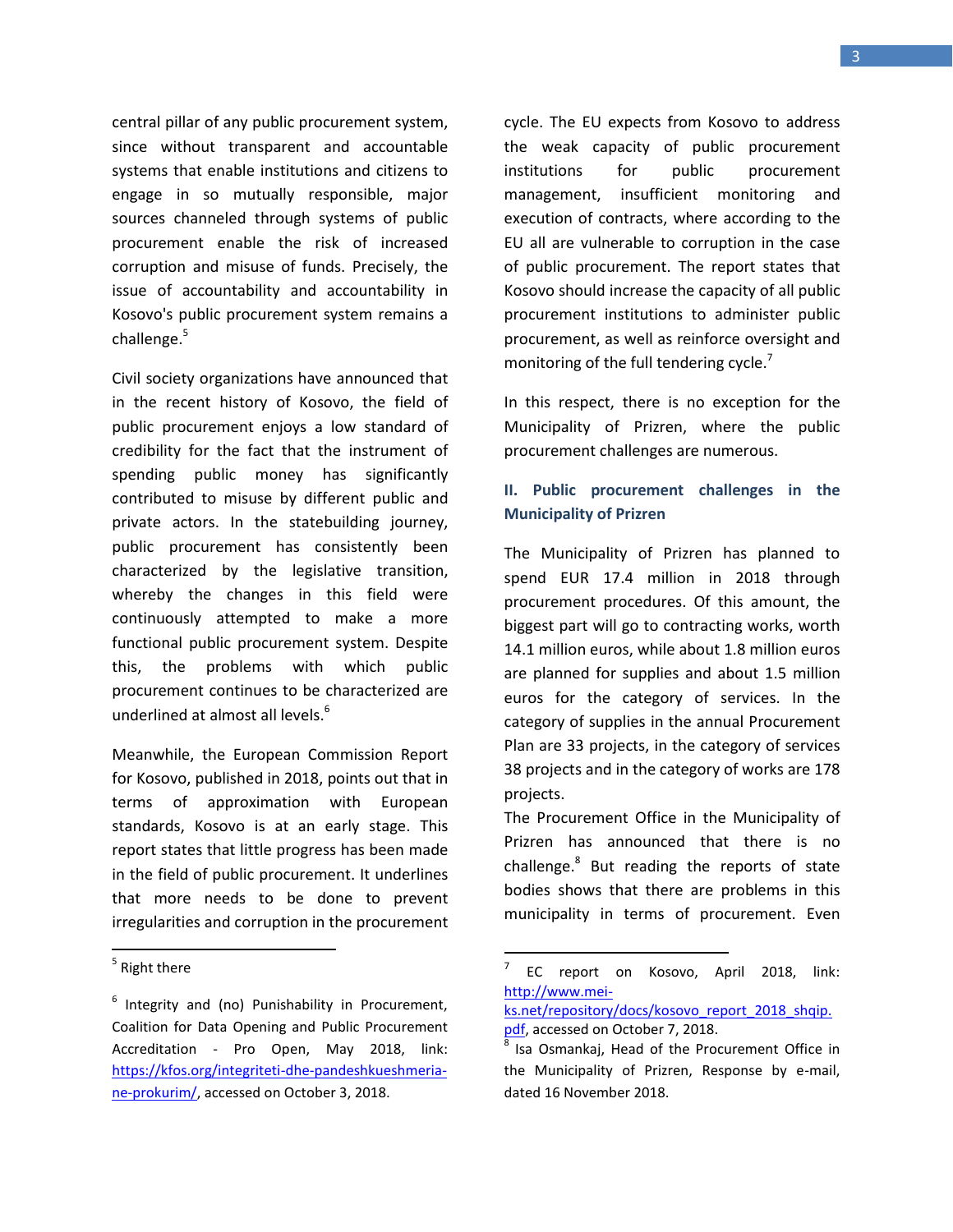central pillar of any public procurement system, since without transparent and accountable systems that enable institutions and citizens to engage in so mutually responsible, major sources channeled through systems of public procurement enable the risk of increased corruption and misuse of funds. Precisely, the issue of accountability and accountability in Kosovo's public procurement system remains a challenge.[5]

Civil society organizations have announced that in the recent history of Kosovo, the field of public procurement enjoys a low standard of credibility for the fact that the instrument of spending public money has significantly contributed to misuse by different public and private actors. In the statebuilding journey, public procurement has consistently been characterized by the legislative transition, whereby the changes in this field were continuously attempted to make a more functional public procurement system. Despite this, the problems with which public procurement continues to be characterized are underlined at almost all levels.[6]

Meanwhile, the European Commission Report for Kosovo, published in 2018, points out that in terms of approximation with European standards, Kosovo is at an early stage. This report states that little progress has been made in the field of public procurement. It underlines that more needs to be done to prevent irregularities and corruption in the procurement cycle. The EU expects from Kosovo to address the weak capacity of public procurement institutions for public procurement management, insufficient monitoring and execution of contracts, where according to the EU all are vulnerable to corruption in the case of public procurement. The report states that Kosovo should increase the capacity of all public procurement institutions to administer public procurement, as well as reinforce oversight and monitoring of the full tendering cycle.[7]

In this respect, there is no exception for the Municipality of Prizren, where the public procurement challenges are numerous.

## II. Public procurement challenges in the Municipality of Prizren

The Municipality of Prizren has planned to spend EUR 17.4 million in 2018 through procurement procedures. Of this amount, the biggest part will go to contracting works, worth 14.1 million euros, while about 1.8 million euros are planned for supplies and about 1.5 million euros for the category of services. In the category of supplies in the annual Procurement Plan are 33 projects, in the category of services 38 projects and in the category of works are 178 projects.

The Procurement Office in the Municipality of Prizren has announced that there is no challenge.[8] But reading the reports of state bodies shows that there are problems in this municipality in terms of procurement. Even

---

[5] Right there

[6] Integrity and (no) Punishability in Procurement, Coalition for Data Opening and Public Procurement Accreditation - Pro Open, May 2018, link: https://kfos.org/integriteti-dhe-pandeshkueshmeria-ne-prokurim/, accessed on October 3, 2018.

[7] EC report on Kosovo, April 2018, link: http://www.mei-ks.net/repository/docs/kosovo_report_2018_shqip.pdf, accessed on October 7, 2018.

[8] Isa Osmankaj, Head of the Procurement Office in the Municipality of Prizren, Response by e-mail, dated 16 November 2018.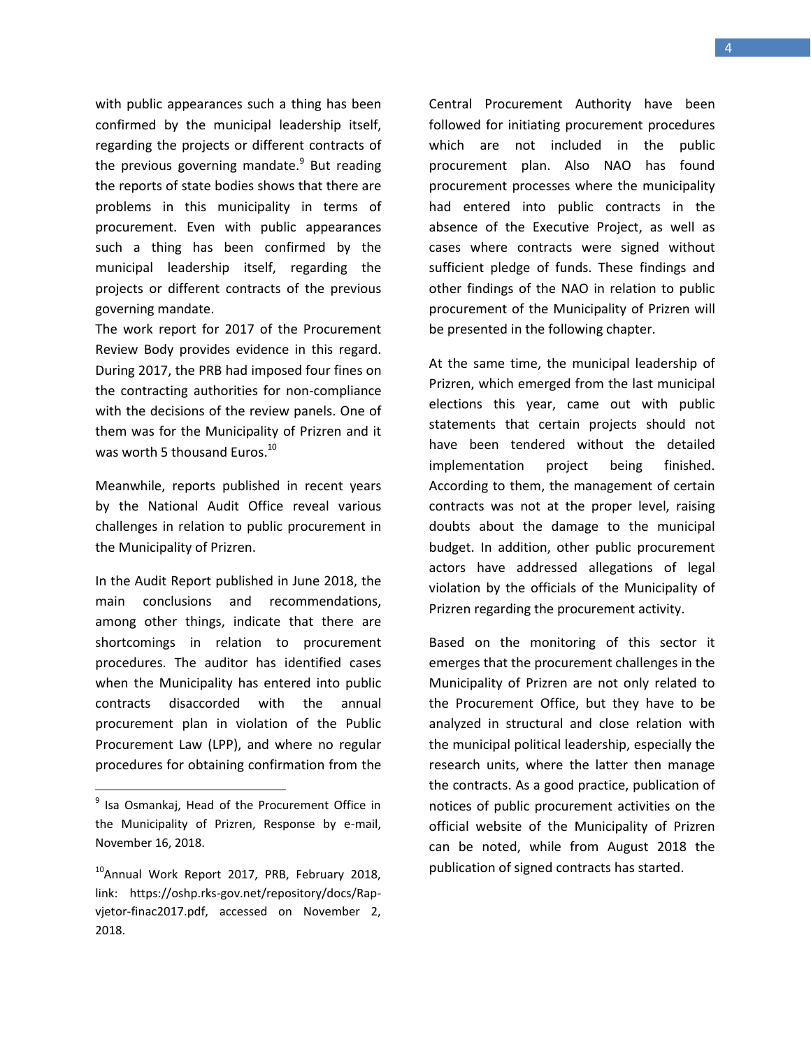with public appearances such a thing has been confirmed by the municipal leadership itself, regarding the projects or different contracts of the previous governing mandate.[9] But reading the reports of state bodies shows that there are problems in this municipality in terms of procurement. Even with public appearances such a thing has been confirmed by the municipal leadership itself, regarding the projects or different contracts of the previous governing mandate.

The work report for 2017 of the Procurement Review Body provides evidence in this regard. During 2017, the PRB had imposed four fines on the contracting authorities for non-compliance with the decisions of the review panels. One of them was for the Municipality of Prizren and it was worth 5 thousand Euros.[10]

Meanwhile, reports published in recent years by the National Audit Office reveal various challenges in relation to public procurement in the Municipality of Prizren.

In the Audit Report published in June 2018, the main conclusions and recommendations, among other things, indicate that there are shortcomings in relation to procurement procedures. The auditor has identified cases when the Municipality has entered into public contracts disaccorded with the annual procurement plan in violation of the Public Procurement Law (LPP), and where no regular procedures for obtaining confirmation from the Central Procurement Authority have been followed for initiating procurement procedures which are not included in the public procurement plan. Also NAO has found procurement processes where the municipality had entered into public contracts in the absence of the Executive Project, as well as cases where contracts were signed without sufficient pledge of funds. These findings and other findings of the NAO in relation to public procurement of the Municipality of Prizren will be presented in the following chapter.

At the same time, the municipal leadership of Prizren, which emerged from the last municipal elections this year, came out with public statements that certain projects should not have been tendered without the detailed implementation project being finished. According to them, the management of certain contracts was not at the proper level, raising doubts about the damage to the municipal budget. In addition, other public procurement actors have addressed allegations of legal violation by the officials of the Municipality of Prizren regarding the procurement activity.

Based on the monitoring of this sector it emerges that the procurement challenges in the Municipality of Prizren are not only related to the Procurement Office, but they have to be analyzed in structural and close relation with the municipal political leadership, especially the research units, where the latter then manage the contracts. As a good practice, publication of notices of public procurement activities on the official website of the Municipality of Prizren can be noted, while from August 2018 the publication of signed contracts has started.

---

[9] Isa Osmankaj, Head of the Procurement Office in the Municipality of Prizren, Response by e-mail, November 16, 2018.

[10] Annual Work Report 2017, PRB, February 2018, link: https://oshp.rks-gov.net/repository/docs/Rap-vjetor-finac2017.pdf, accessed on November 2, 2018.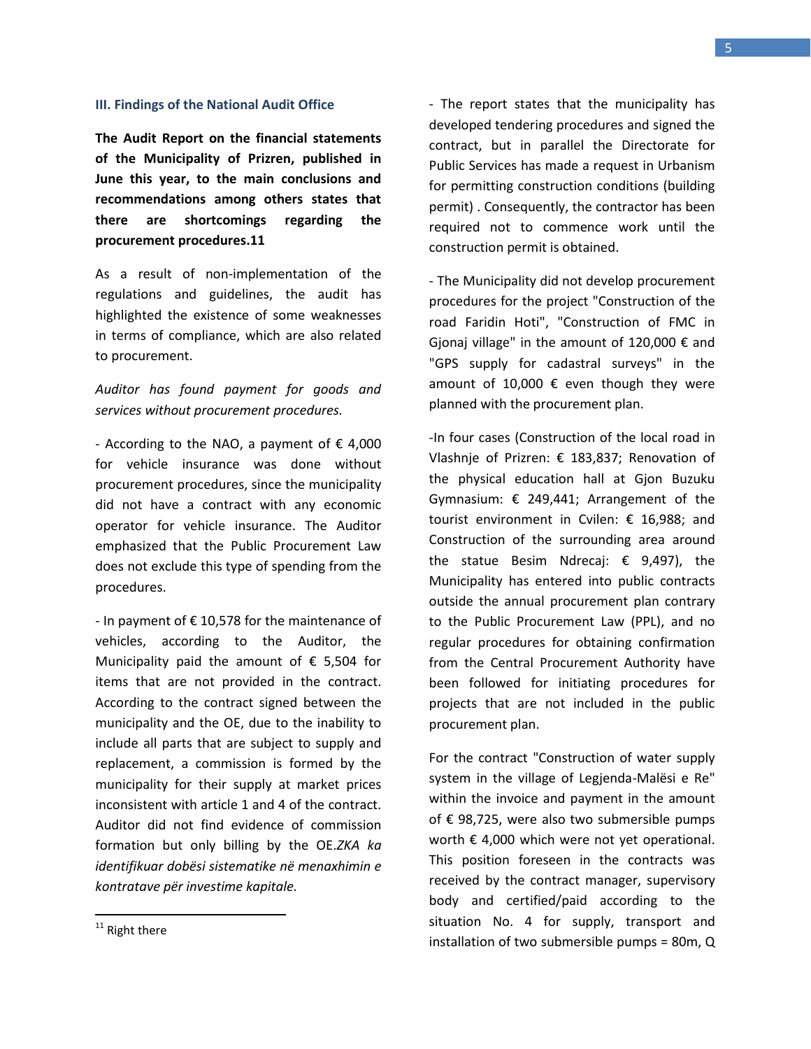### III. Findings of the National Audit Office

**The Audit Report on the financial statements of the Municipality of Prizren, published in June this year, to the main conclusions and recommendations among others states that there are shortcomings regarding the procurement procedures.11**

As a result of non-implementation of the regulations and guidelines, the audit has highlighted the existence of some weaknesses in terms of compliance, which are also related to procurement.

*Auditor has found payment for goods and services without procurement procedures.*

- According to the NAO, a payment of € 4,000 for vehicle insurance was done without procurement procedures, since the municipality did not have a contract with any economic operator for vehicle insurance. The Auditor emphasized that the Public Procurement Law does not exclude this type of spending from the procedures.

- In payment of € 10,578 for the maintenance of vehicles, according to the Auditor, the Municipality paid the amount of € 5,504 for items that are not provided in the contract. According to the contract signed between the municipality and the OE, due to the inability to include all parts that are subject to supply and replacement, a commission is formed by the municipality for their supply at market prices inconsistent with article 1 and 4 of the contract. Auditor did not find evidence of commission formation but only billing by the OE.*ZKA ka identifikuar dobësi sistematike në menaxhimin e kontratave për investime kapitale.*

- The report states that the municipality has developed tendering procedures and signed the contract, but in parallel the Directorate for Public Services has made a request in Urbanism for permitting construction conditions (building permit) . Consequently, the contractor has been required not to commence work until the construction permit is obtained.

- The Municipality did not develop procurement procedures for the project "Construction of the road Faridin Hoti", "Construction of FMC in Gjonaj village" in the amount of 120,000 € and "GPS supply for cadastral surveys" in the amount of 10,000 € even though they were planned with the procurement plan.

-In four cases (Construction of the local road in Vlashnje of Prizren: € 183,837; Renovation of the physical education hall at Gjon Buzuku Gymnasium: € 249,441; Arrangement of the tourist environment in Cvilen: € 16,988; and Construction of the surrounding area around the statue Besim Ndrecaj: € 9,497), the Municipality has entered into public contracts outside the annual procurement plan contrary to the Public Procurement Law (PPL), and no regular procedures for obtaining confirmation from the Central Procurement Authority have been followed for initiating procedures for projects that are not included in the public procurement plan.

For the contract "Construction of water supply system in the village of Legjenda-Malësi e Re" within the invoice and payment in the amount of € 98,725, were also two submersible pumps worth € 4,000 which were not yet operational. This position foreseen in the contracts was received by the contract manager, supervisory body and certified/paid according to the situation No. 4 for supply, transport and installation of two submersible pumps = 80m, Q

---

[11] Right there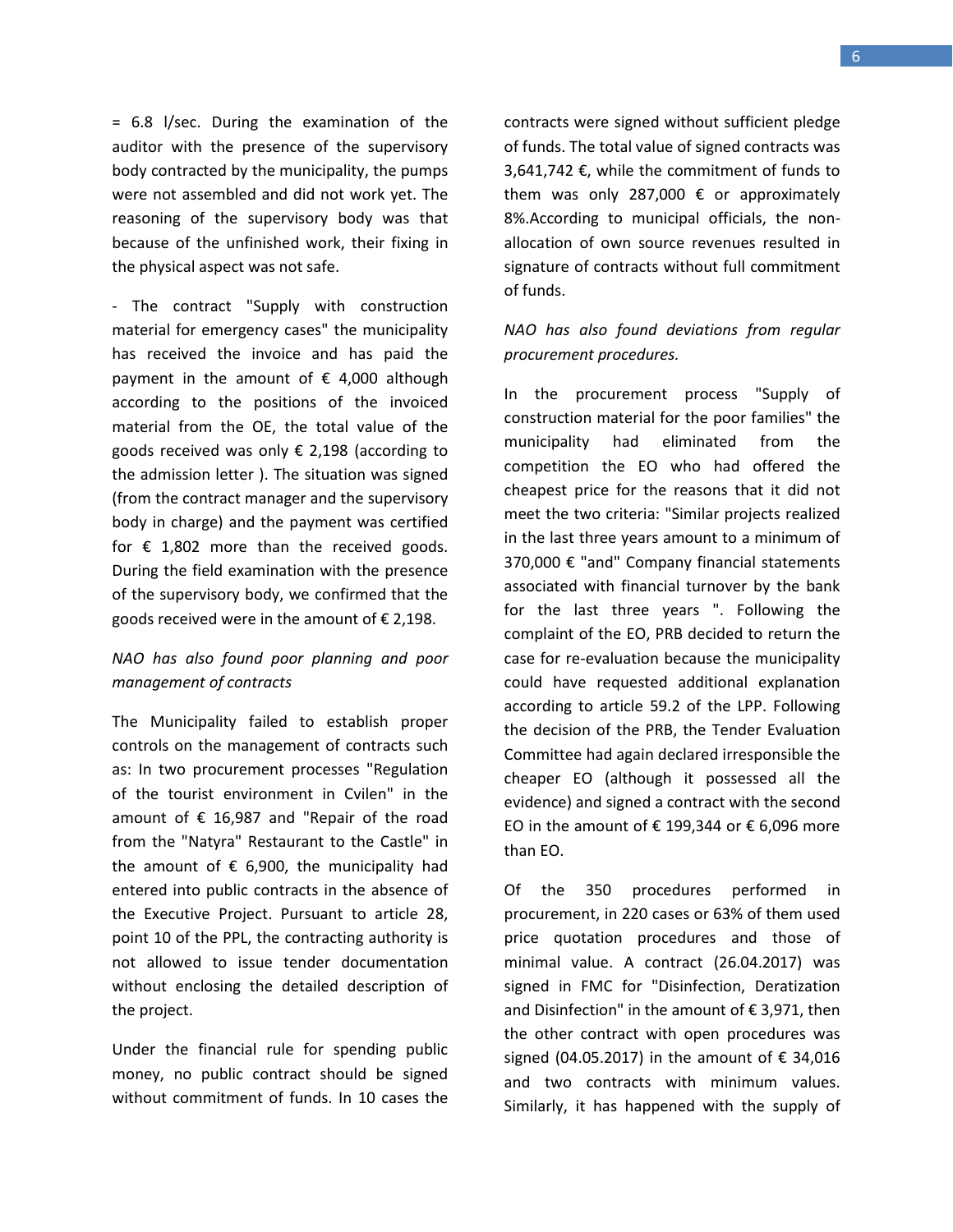= 6.8 l/sec. During the examination of the auditor with the presence of the supervisory body contracted by the municipality, the pumps were not assembled and did not work yet. The reasoning of the supervisory body was that because of the unfinished work, their fixing in the physical aspect was not safe.

- The contract "Supply with construction material for emergency cases" the municipality has received the invoice and has paid the payment in the amount of € 4,000 although according to the positions of the invoiced material from the OE, the total value of the goods received was only € 2,198 (according to the admission letter ). The situation was signed (from the contract manager and the supervisory body in charge) and the payment was certified for € 1,802 more than the received goods. During the field examination with the presence of the supervisory body, we confirmed that the goods received were in the amount of € 2,198.

*NAO has also found poor planning and poor management of contracts*

The Municipality failed to establish proper controls on the management of contracts such as: In two procurement processes "Regulation of the tourist environment in Cvilen" in the amount of € 16,987 and "Repair of the road from the "Natyra" Restaurant to the Castle" in the amount of € 6,900, the municipality had entered into public contracts in the absence of the Executive Project. Pursuant to article 28, point 10 of the PPL, the contracting authority is not allowed to issue tender documentation without enclosing the detailed description of the project.

Under the financial rule for spending public money, no public contract should be signed without commitment of funds. In 10 cases the contracts were signed without sufficient pledge of funds. The total value of signed contracts was 3,641,742 €, while the commitment of funds to them was only 287,000 € or approximately 8%.According to municipal officials, the non-allocation of own source revenues resulted in signature of contracts without full commitment of funds.

*NAO has also found deviations from regular procurement procedures.*

In the procurement process "Supply of construction material for the poor families" the municipality had eliminated from the competition the EO who had offered the cheapest price for the reasons that it did not meet the two criteria: "Similar projects realized in the last three years amount to a minimum of 370,000 € "and" Company financial statements associated with financial turnover by the bank for the last three years ". Following the complaint of the EO, PRB decided to return the case for re-evaluation because the municipality could have requested additional explanation according to article 59.2 of the LPP. Following the decision of the PRB, the Tender Evaluation Committee had again declared irresponsible the cheaper EO (although it possessed all the evidence) and signed a contract with the second EO in the amount of € 199,344 or € 6,096 more than EO.

Of the 350 procedures performed in procurement, in 220 cases or 63% of them used price quotation procedures and those of minimal value. A contract (26.04.2017) was signed in FMC for "Disinfection, Deratization and Disinfection" in the amount of € 3,971, then the other contract with open procedures was signed (04.05.2017) in the amount of € 34,016 and two contracts with minimum values. Similarly, it has happened with the supply of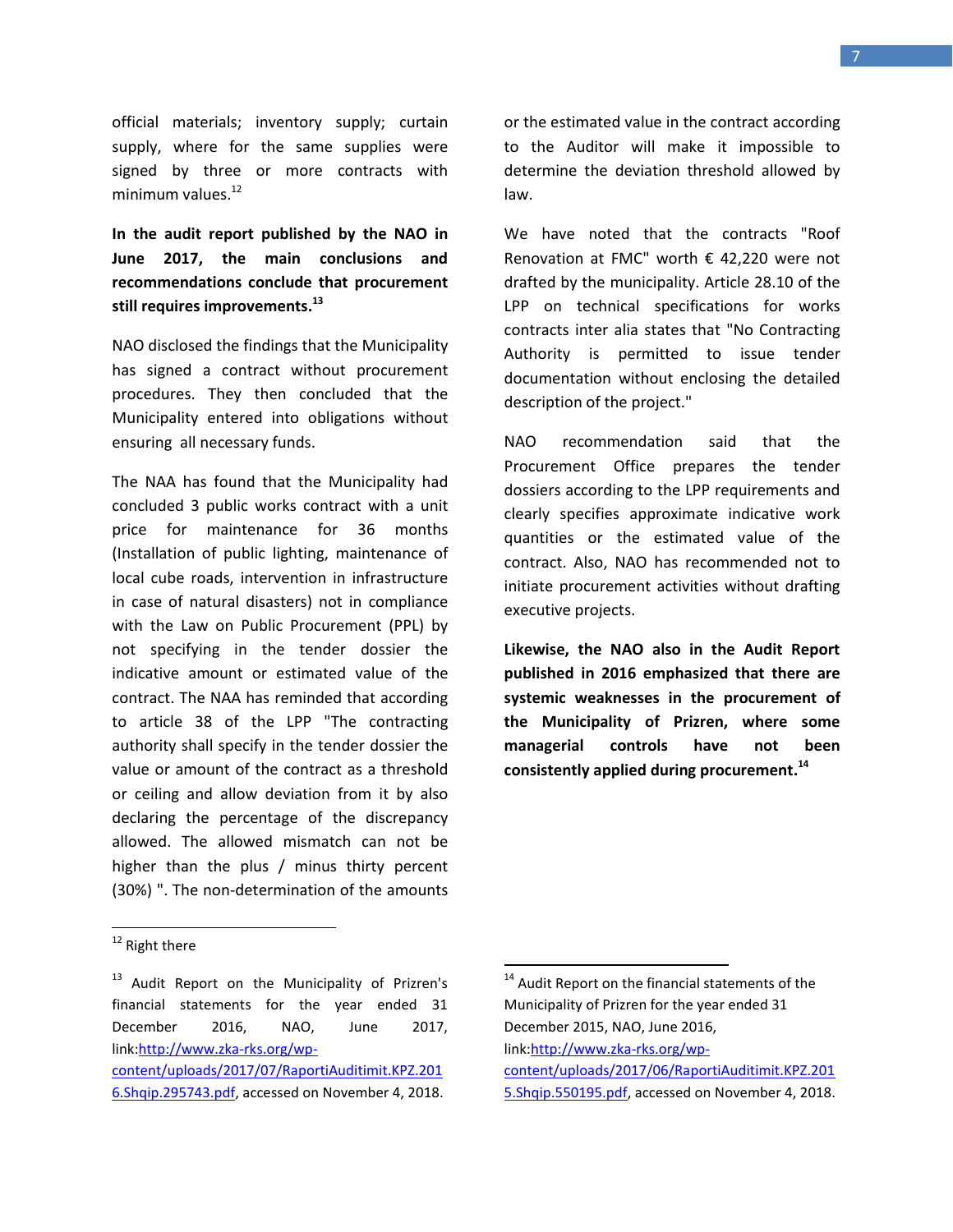official materials; inventory supply; curtain supply, where for the same supplies were signed by three or more contracts with minimum values.[12]

**In the audit report published by the NAO in June 2017, the main conclusions and recommendations conclude that procurement still requires improvements.[13]**

NAO disclosed the findings that the Municipality has signed a contract without procurement procedures. They then concluded that the Municipality entered into obligations without ensuring all necessary funds.

The NAA has found that the Municipality had concluded 3 public works contract with a unit price for maintenance for 36 months (Installation of public lighting, maintenance of local cube roads, intervention in infrastructure in case of natural disasters) not in compliance with the Law on Public Procurement (PPL) by not specifying in the tender dossier the indicative amount or estimated value of the contract. The NAA has reminded that according to article 38 of the LPP "The contracting authority shall specify in the tender dossier the value or amount of the contract as a threshold or ceiling and allow deviation from it by also declaring the percentage of the discrepancy allowed. The allowed mismatch can not be higher than the plus / minus thirty percent (30%) ". The non-determination of the amounts or the estimated value in the contract according to the Auditor will make it impossible to determine the deviation threshold allowed by law.

We have noted that the contracts "Roof Renovation at FMC" worth € 42,220 were not drafted by the municipality. Article 28.10 of the LPP on technical specifications for works contracts inter alia states that "No Contracting Authority is permitted to issue tender documentation without enclosing the detailed description of the project."

NAO recommendation said that the Procurement Office prepares the tender dossiers according to the LPP requirements and clearly specifies approximate indicative work quantities or the estimated value of the contract. Also, NAO has recommended not to initiate procurement activities without drafting executive projects.

**Likewise, the NAO also in the Audit Report published in 2016 emphasized that there are systemic weaknesses in the procurement of the Municipality of Prizren, where some managerial controls have not been consistently applied during procurement.[14]**

---

[12] Right there

[13] Audit Report on the Municipality of Prizren's financial statements for the year ended 31 December 2016, NAO, June 2017, link:http://www.zka-rks.org/wp-content/uploads/2017/07/RaportiAuditimit.KPZ.2016.Shqip.295743.pdf, accessed on November 4, 2018.

[14] Audit Report on the financial statements of the Municipality of Prizren for the year ended 31 December 2015, NAO, June 2016, link:http://www.zka-rks.org/wp-content/uploads/2017/06/RaportiAuditimit.KPZ.2015.Shqip.550195.pdf, accessed on November 4, 2018.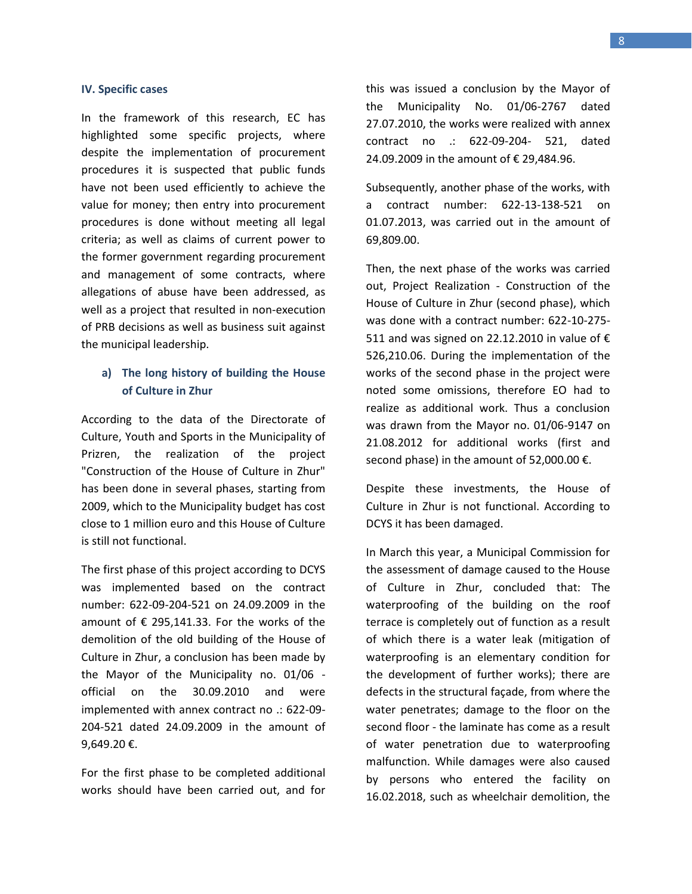## IV. Specific cases

In the framework of this research, EC has highlighted some specific projects, where despite the implementation of procurement procedures it is suspected that public funds have not been used efficiently to achieve the value for money; then entry into procurement procedures is done without meeting all legal criteria; as well as claims of current power to the former government regarding procurement and management of some contracts, where allegations of abuse have been addressed, as well as a project that resulted in non-execution of PRB decisions as well as business suit against the municipal leadership.

### a) The long history of building the House of Culture in Zhur

According to the data of the Directorate of Culture, Youth and Sports in the Municipality of Prizren, the realization of the project "Construction of the House of Culture in Zhur" has been done in several phases, starting from 2009, which to the Municipality budget has cost close to 1 million euro and this House of Culture is still not functional.

The first phase of this project according to DCYS was implemented based on the contract number: 622-09-204-521 on 24.09.2009 in the amount of € 295,141.33. For the works of the demolition of the old building of the House of Culture in Zhur, a conclusion has been made by the Mayor of the Municipality no. 01/06 - official on the 30.09.2010 and were implemented with annex contract no .: 622-09-204-521 dated 24.09.2009 in the amount of 9,649.20 €.

For the first phase to be completed additional works should have been carried out, and for this was issued a conclusion by the Mayor of the Municipality No. 01/06-2767 dated 27.07.2010, the works were realized with annex contract no .: 622-09-204- 521, dated 24.09.2009 in the amount of € 29,484.96.

Subsequently, another phase of the works, with a contract number: 622-13-138-521 on 01.07.2013, was carried out in the amount of 69,809.00.

Then, the next phase of the works was carried out, Project Realization - Construction of the House of Culture in Zhur (second phase), which was done with a contract number: 622-10-275-511 and was signed on 22.12.2010 in value of € 526,210.06. During the implementation of the works of the second phase in the project were noted some omissions, therefore EO had to realize as additional work. Thus a conclusion was drawn from the Mayor no. 01/06-9147 on 21.08.2012 for additional works (first and second phase) in the amount of 52,000.00 €.

Despite these investments, the House of Culture in Zhur is not functional. According to DCYS it has been damaged.

In March this year, a Municipal Commission for the assessment of damage caused to the House of Culture in Zhur, concluded that: The waterproofing of the building on the roof terrace is completely out of function as a result of which there is a water leak (mitigation of waterproofing is an elementary condition for the development of further works); there are defects in the structural façade, from where the water penetrates; damage to the floor on the second floor - the laminate has come as a result of water penetration due to waterproofing malfunction. While damages were also caused by persons who entered the facility on 16.02.2018, such as wheelchair demolition, the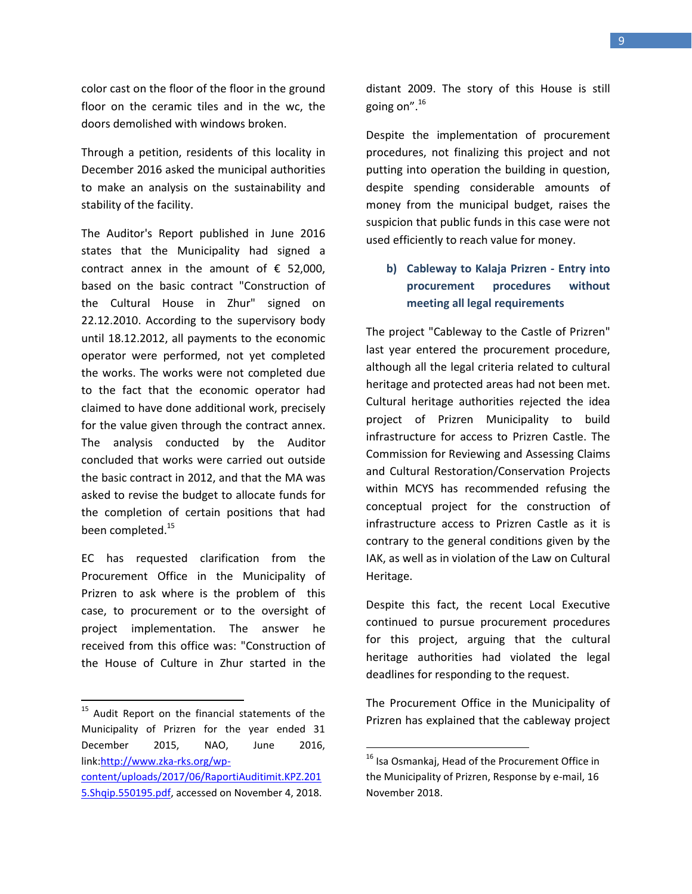color cast on the floor of the floor in the ground floor on the ceramic tiles and in the wc, the doors demolished with windows broken.

Through a petition, residents of this locality in December 2016 asked the municipal authorities to make an analysis on the sustainability and stability of the facility.

The Auditor's Report published in June 2016 states that the Municipality had signed a contract annex in the amount of € 52,000, based on the basic contract "Construction of the Cultural House in Zhur" signed on 22.12.2010. According to the supervisory body until 18.12.2012, all payments to the economic operator were performed, not yet completed the works. The works were not completed due to the fact that the economic operator had claimed to have done additional work, precisely for the value given through the contract annex. The analysis conducted by the Auditor concluded that works were carried out outside the basic contract in 2012, and that the MA was asked to revise the budget to allocate funds for the completion of certain positions that had been completed.[15]

EC has requested clarification from the Procurement Office in the Municipality of Prizren to ask where is the problem of this case, to procurement or to the oversight of project implementation. The answer he received from this office was: "Construction of the House of Culture in Zhur started in the distant 2009. The story of this House is still going on".[16]

Despite the implementation of procurement procedures, not finalizing this project and not putting into operation the building in question, despite spending considerable amounts of money from the municipal budget, raises the suspicion that public funds in this case were not used efficiently to reach value for money.

### b) Cableway to Kalaja Prizren - Entry into procurement procedures without meeting all legal requirements

The project "Cableway to the Castle of Prizren" last year entered the procurement procedure, although all the legal criteria related to cultural heritage and protected areas had not been met. Cultural heritage authorities rejected the idea project of Prizren Municipality to build infrastructure for access to Prizren Castle. The Commission for Reviewing and Assessing Claims and Cultural Restoration/Conservation Projects within MCYS has recommended refusing the conceptual project for the construction of infrastructure access to Prizren Castle as it is contrary to the general conditions given by the IAK, as well as in violation of the Law on Cultural Heritage.

Despite this fact, the recent Local Executive continued to pursue procurement procedures for this project, arguing that the cultural heritage authorities had violated the legal deadlines for responding to the request.

The Procurement Office in the Municipality of Prizren has explained that the cableway project

---

[15] Audit Report on the financial statements of the Municipality of Prizren for the year ended 31 December 2015, NAO, June 2016, link:[http://www.zka-rks.org/wp-content/uploads/2017/06/RaportiAuditimit.KPZ.2015.Shqip.550195.pdf](http://www.zka-rks.org/wp-content/uploads/2017/06/RaportiAuditimit.KPZ.2015.Shqip.550195.pdf), accessed on November 4, 2018.

[16] Isa Osmankaj, Head of the Procurement Office in the Municipality of Prizren, Response by e-mail, 16 November 2018.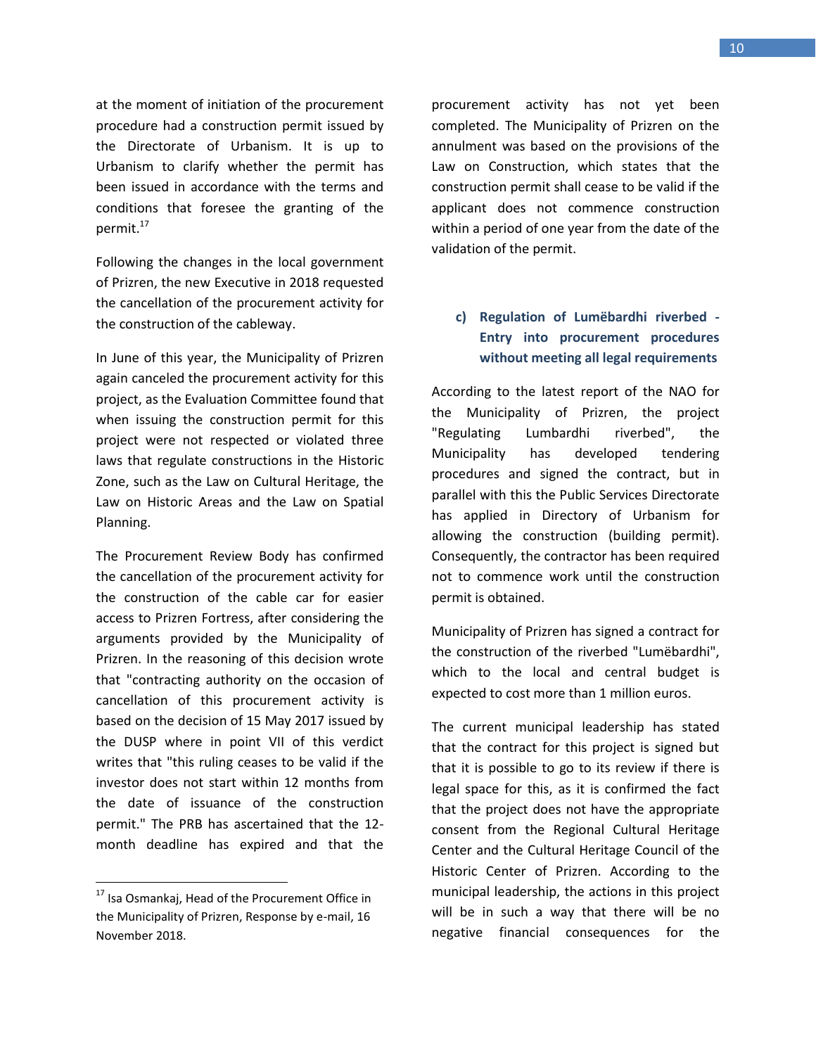at the moment of initiation of the procurement procedure had a construction permit issued by the Directorate of Urbanism. It is up to Urbanism to clarify whether the permit has been issued in accordance with the terms and conditions that foresee the granting of the permit.[17]

Following the changes in the local government of Prizren, the new Executive in 2018 requested the cancellation of the procurement activity for the construction of the cableway.

In June of this year, the Municipality of Prizren again canceled the procurement activity for this project, as the Evaluation Committee found that when issuing the construction permit for this project were not respected or violated three laws that regulate constructions in the Historic Zone, such as the Law on Cultural Heritage, the Law on Historic Areas and the Law on Spatial Planning.

The Procurement Review Body has confirmed the cancellation of the procurement activity for the construction of the cable car for easier access to Prizren Fortress, after considering the arguments provided by the Municipality of Prizren. In the reasoning of this decision wrote that "contracting authority on the occasion of cancellation of this procurement activity is based on the decision of 15 May 2017 issued by the DUSP where in point VII of this verdict writes that "this ruling ceases to be valid if the investor does not start within 12 months from the date of issuance of the construction permit." The PRB has ascertained that the 12-month deadline has expired and that the procurement activity has not yet been completed. The Municipality of Prizren on the annulment was based on the provisions of the Law on Construction, which states that the construction permit shall cease to be valid if the applicant does not commence construction within a period of one year from the date of the validation of the permit.

### c) Regulation of Lumëbardhi riverbed - Entry into procurement procedures without meeting all legal requirements

According to the latest report of the NAO for the Municipality of Prizren, the project "Regulating Lumbardhi riverbed", the Municipality has developed tendering procedures and signed the contract, but in parallel with this the Public Services Directorate has applied in Directory of Urbanism for allowing the construction (building permit). Consequently, the contractor has been required not to commence work until the construction permit is obtained.

Municipality of Prizren has signed a contract for the construction of the riverbed "Lumëbardhi", which to the local and central budget is expected to cost more than 1 million euros.

The current municipal leadership has stated that the contract for this project is signed but that it is possible to go to its review if there is legal space for this, as it is confirmed the fact that the project does not have the appropriate consent from the Regional Cultural Heritage Center and the Cultural Heritage Council of the Historic Center of Prizren. According to the municipal leadership, the actions in this project will be in such a way that there will be no negative financial consequences for the

---

[17] Isa Osmankaj, Head of the Procurement Office in the Municipality of Prizren, Response by e-mail, 16 November 2018.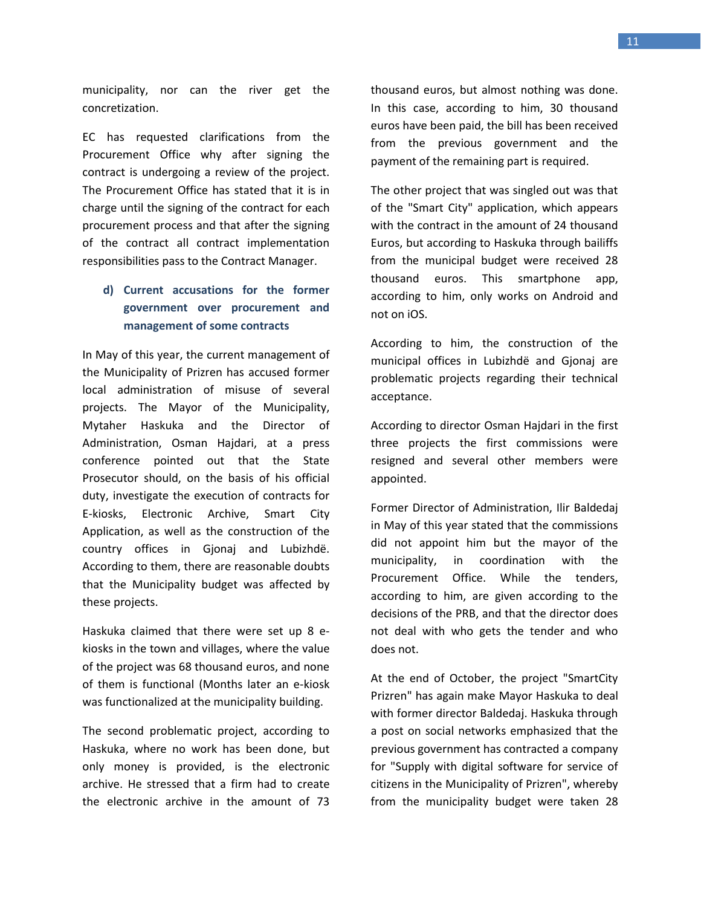municipality, nor can the river get the concretization.

EC has requested clarifications from the Procurement Office why after signing the contract is undergoing a review of the project. The Procurement Office has stated that it is in charge until the signing of the contract for each procurement process and that after the signing of the contract all contract implementation responsibilities pass to the Contract Manager.

### d) Current accusations for the former government over procurement and management of some contracts

In May of this year, the current management of the Municipality of Prizren has accused former local administration of misuse of several projects. The Mayor of the Municipality, Mytaher Haskuka and the Director of Administration, Osman Hajdari, at a press conference pointed out that the State Prosecutor should, on the basis of his official duty, investigate the execution of contracts for E-kiosks, Electronic Archive, Smart City Application, as well as the construction of the country offices in Gjonaj and Lubizhdë. According to them, there are reasonable doubts that the Municipality budget was affected by these projects.

Haskuka claimed that there were set up 8 e-kiosks in the town and villages, where the value of the project was 68 thousand euros, and none of them is functional (Months later an e-kiosk was functionalized at the municipality building.

The second problematic project, according to Haskuka, where no work has been done, but only money is provided, is the electronic archive. He stressed that a firm had to create the electronic archive in the amount of 73 thousand euros, but almost nothing was done. In this case, according to him, 30 thousand euros have been paid, the bill has been received from the previous government and the payment of the remaining part is required.

The other project that was singled out was that of the "Smart City" application, which appears with the contract in the amount of 24 thousand Euros, but according to Haskuka through bailiffs from the municipal budget were received 28 thousand euros. This smartphone app, according to him, only works on Android and not on iOS.

According to him, the construction of the municipal offices in Lubizhdë and Gjonaj are problematic projects regarding their technical acceptance.

According to director Osman Hajdari in the first three projects the first commissions were resigned and several other members were appointed.

Former Director of Administration, Ilir Baldedaj in May of this year stated that the commissions did not appoint him but the mayor of the municipality, in coordination with the Procurement Office. While the tenders, according to him, are given according to the decisions of the PRB, and that the director does not deal with who gets the tender and who does not.

At the end of October, the project "SmartCity Prizren" has again make Mayor Haskuka to deal with former director Baldedaj. Haskuka through a post on social networks emphasized that the previous government has contracted a company for "Supply with digital software for service of citizens in the Municipality of Prizren", whereby from the municipality budget were taken 28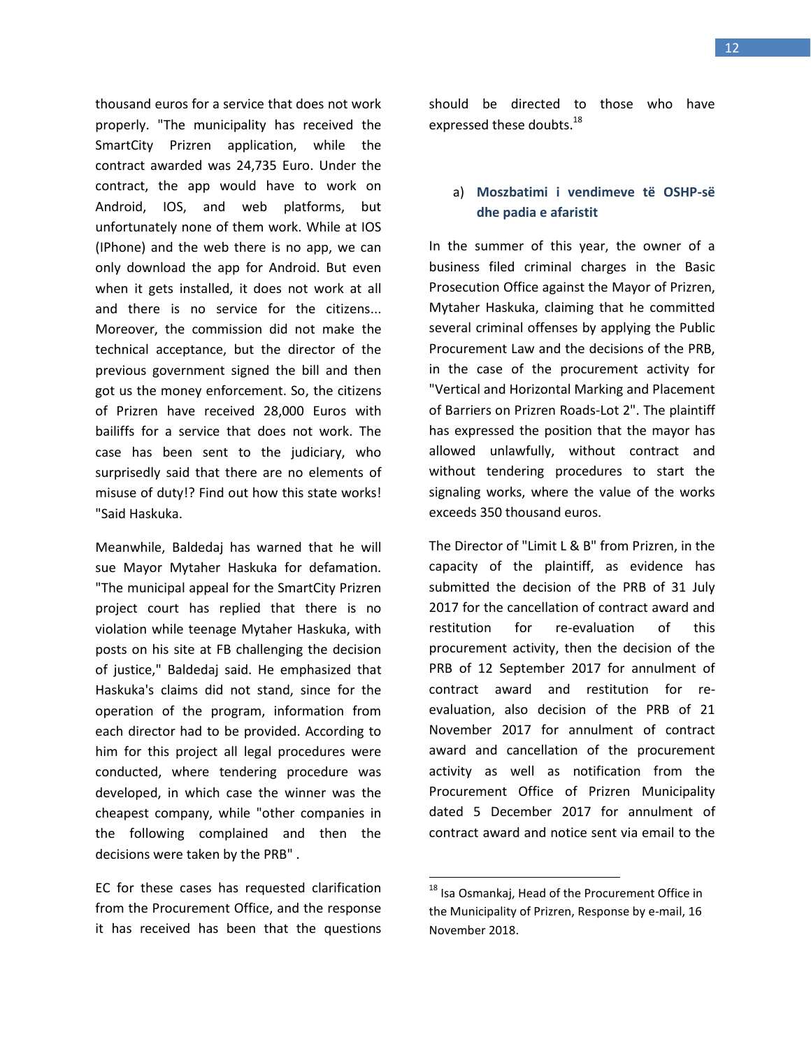thousand euros for a service that does not work properly. "The municipality has received the SmartCity Prizren application, while the contract awarded was 24,735 Euro. Under the contract, the app would have to work on Android, IOS, and web platforms, but unfortunately none of them work. While at IOS (IPhone) and the web there is no app, we can only download the app for Android. But even when it gets installed, it does not work at all and there is no service for the citizens... Moreover, the commission did not make the technical acceptance, but the director of the previous government signed the bill and then got us the money enforcement. So, the citizens of Prizren have received 28,000 Euros with bailiffs for a service that does not work. The case has been sent to the judiciary, who surprisedly said that there are no elements of misuse of duty!? Find out how this state works! "Said Haskuka.

Meanwhile, Baldedaj has warned that he will sue Mayor Mytaher Haskuka for defamation. "The municipal appeal for the SmartCity Prizren project court has replied that there is no violation while teenage Mytaher Haskuka, with posts on his site at FB challenging the decision of justice," Baldedaj said. He emphasized that Haskuka's claims did not stand, since for the operation of the program, information from each director had to be provided. According to him for this project all legal procedures were conducted, where tendering procedure was developed, in which case the winner was the cheapest company, while "other companies in the following complained and then the decisions were taken by the PRB" .

EC for these cases has requested clarification from the Procurement Office, and the response it has received has been that the questions should be directed to those who have expressed these doubts.[18]

### a) Moszbatimi i vendimeve të OSHP-së dhe padia e afaristit

In the summer of this year, the owner of a business filed criminal charges in the Basic Prosecution Office against the Mayor of Prizren, Mytaher Haskuka, claiming that he committed several criminal offenses by applying the Public Procurement Law and the decisions of the PRB, in the case of the procurement activity for "Vertical and Horizontal Marking and Placement of Barriers on Prizren Roads-Lot 2". The plaintiff has expressed the position that the mayor has allowed unlawfully, without contract and without tendering procedures to start the signaling works, where the value of the works exceeds 350 thousand euros.

The Director of "Limit L & B" from Prizren, in the capacity of the plaintiff, as evidence has submitted the decision of the PRB of 31 July 2017 for the cancellation of contract award and restitution for re-evaluation of this procurement activity, then the decision of the PRB of 12 September 2017 for annulment of contract award and restitution for re-evaluation, also decision of the PRB of 21 November 2017 for annulment of contract award and cancellation of the procurement activity as well as notification from the Procurement Office of Prizren Municipality dated 5 December 2017 for annulment of contract award and notice sent via email to the

---

[18] Isa Osmankaj, Head of the Procurement Office in the Municipality of Prizren, Response by e-mail, 16 November 2018.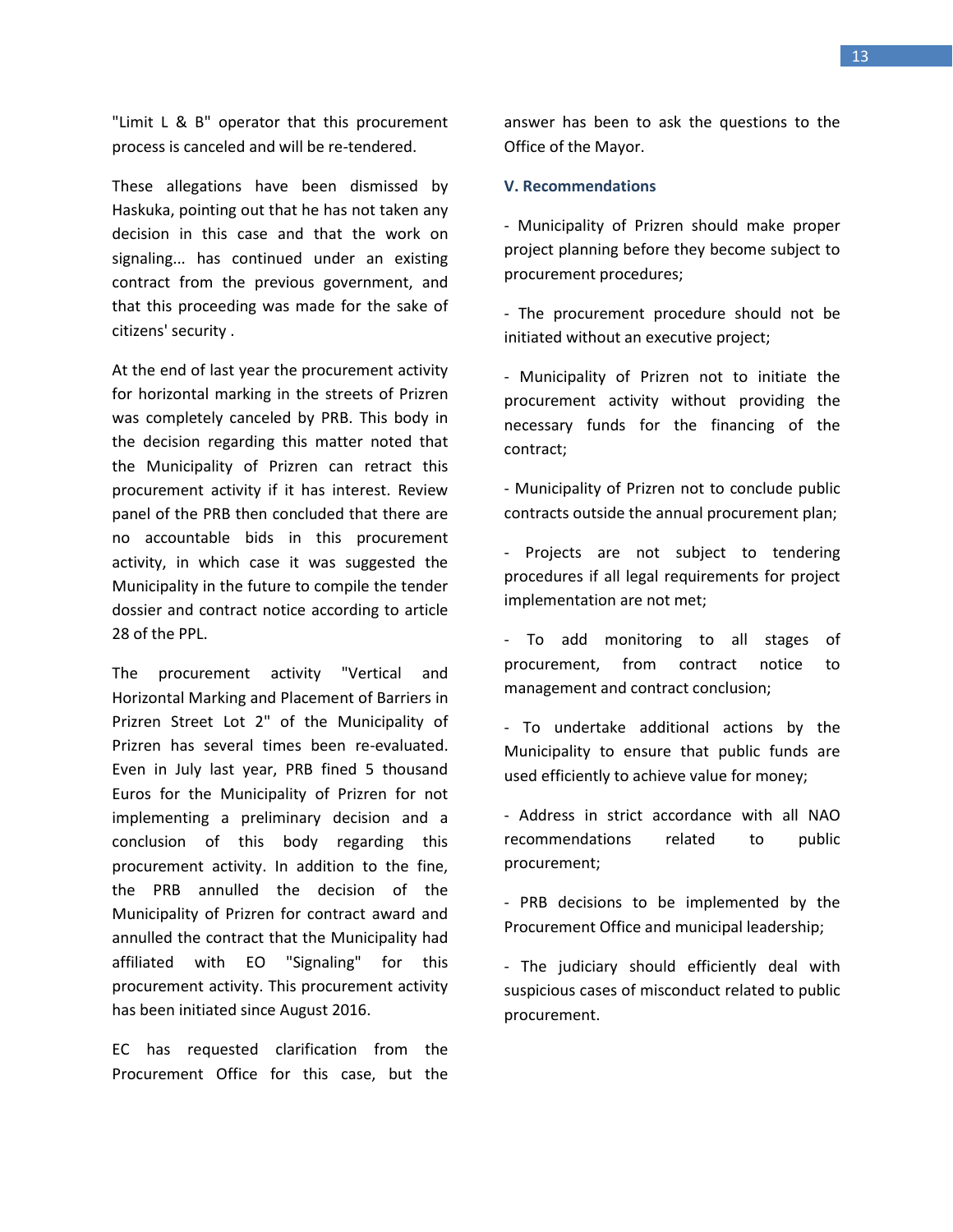"Limit L & B" operator that this procurement process is canceled and will be re-tendered.

These allegations have been dismissed by Haskuka, pointing out that he has not taken any decision in this case and that the work on signaling... has continued under an existing contract from the previous government, and that this proceeding was made for the sake of citizens' security .

At the end of last year the procurement activity for horizontal marking in the streets of Prizren was completely canceled by PRB. This body in the decision regarding this matter noted that the Municipality of Prizren can retract this procurement activity if it has interest. Review panel of the PRB then concluded that there are no accountable bids in this procurement activity, in which case it was suggested the Municipality in the future to compile the tender dossier and contract notice according to article 28 of the PPL.

The procurement activity "Vertical and Horizontal Marking and Placement of Barriers in Prizren Street Lot 2" of the Municipality of Prizren has several times been re-evaluated. Even in July last year, PRB fined 5 thousand Euros for the Municipality of Prizren for not implementing a preliminary decision and a conclusion of this body regarding this procurement activity. In addition to the fine, the PRB annulled the decision of the Municipality of Prizren for contract award and annulled the contract that the Municipality had affiliated with EO "Signaling" for this procurement activity. This procurement activity has been initiated since August 2016.

EC has requested clarification from the Procurement Office for this case, but the answer has been to ask the questions to the Office of the Mayor.

## V. Recommendations

- Municipality of Prizren should make proper project planning before they become subject to procurement procedures;
- The procurement procedure should not be initiated without an executive project;
- Municipality of Prizren not to initiate the procurement activity without providing the necessary funds for the financing of the contract;
- Municipality of Prizren not to conclude public contracts outside the annual procurement plan;
- Projects are not subject to tendering procedures if all legal requirements for project implementation are not met;
- To add monitoring to all stages of procurement, from contract notice to management and contract conclusion;
- To undertake additional actions by the Municipality to ensure that public funds are used efficiently to achieve value for money;
- Address in strict accordance with all NAO recommendations related to public procurement;
- PRB decisions to be implemented by the Procurement Office and municipal leadership;
- The judiciary should efficiently deal with suspicious cases of misconduct related to public procurement.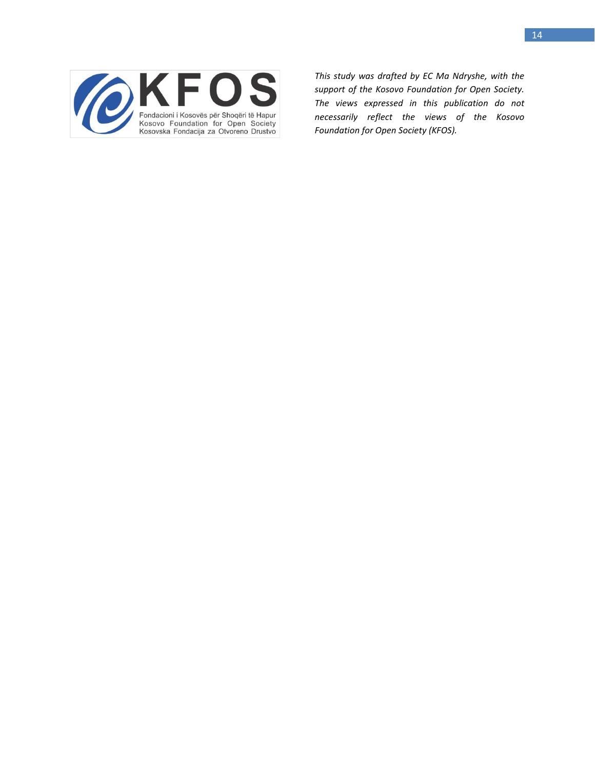KFOS

Fondacioni i Kosovës për Shoqëri të Hapur
Kosovo Foundation for Open Society
Kosovska Fondacija za Otvoreno Drustvo

*This study was drafted by EC Ma Ndryshe, with the support of the Kosovo Foundation for Open Society. The views expressed in this publication do not necessarily reflect the views of the Kosovo Foundation for Open Society (KFOS).*